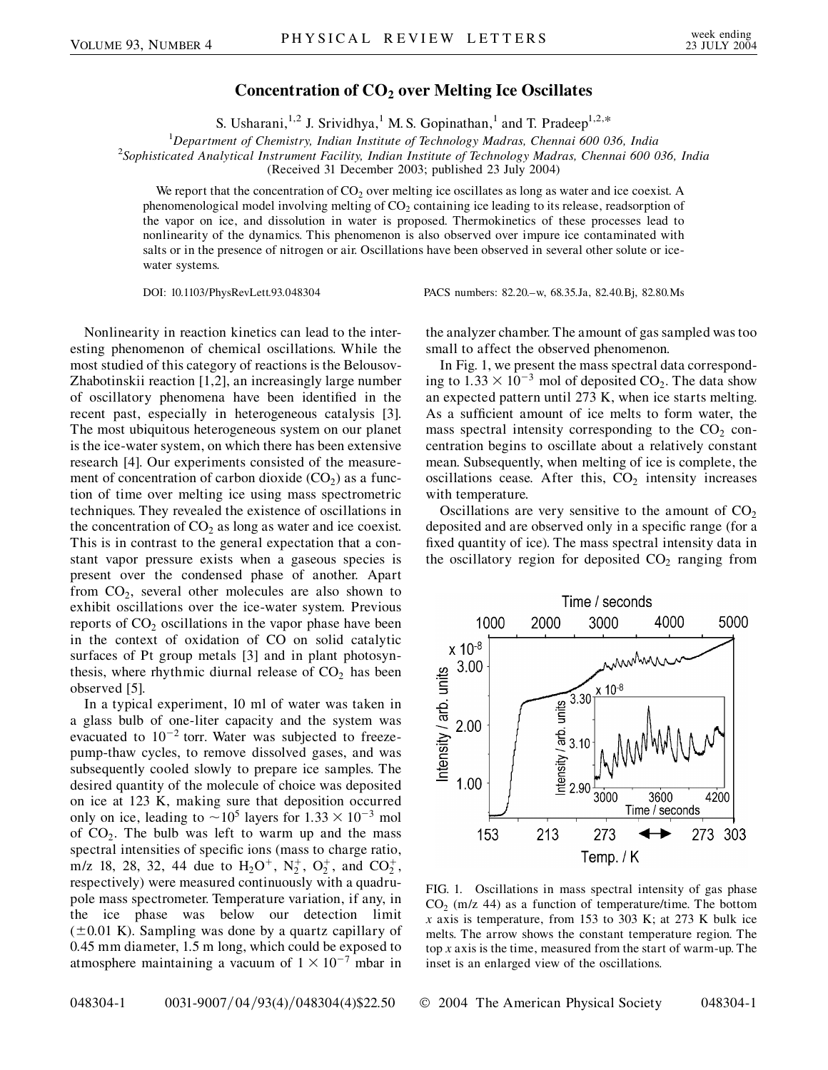# Concentration of $CO_2$ over Melting Ice Oscillates

S. Usharani,[1,2] J. Srividhya,[1] M. S. Gopinathan,[1] and T. Pradeep[1,2,*]

[1]*Department of Chemistry, Indian Institute of Technology Madras, Chennai 600 036, India*
[2]*Sophisticated Analytical Instrument Facility, Indian Institute of Technology Madras, Chennai 600 036, India*
(Received 31 December 2003; published 23 July 2004)

We report that the concentration of $CO_2$ over melting ice oscillates as long as water and ice coexist. A phenomenological model involving melting of $CO_2$ containing ice leading to its release, readsorption of the vapor on ice, and dissolution in water is proposed. Thermokinetics of these processes lead to nonlinearity of the dynamics. This phenomenon is also observed over impure ice contaminated with salts or in the presence of nitrogen or air. Oscillations have been observed in several other solute or ice-water systems.

DOI: 10.1103/PhysRevLett.93.048304 PACS numbers: 82.20.–w, 68.35.Ja, 82.40.Bj, 82.80.Ms

Nonlinearity in reaction kinetics can lead to the interesting phenomenon of chemical oscillations. While the most studied of this category of reactions is the Belousov-Zhabotinskii reaction [1,2], an increasingly large number of oscillatory phenomena have been identified in the recent past, especially in heterogeneous catalysis [3]. The most ubiquitous heterogeneous system on our planet is the ice-water system, on which there has been extensive research [4]. Our experiments consisted of the measurement of concentration of carbon dioxide ($CO_2$) as a function of time over melting ice using mass spectrometric techniques. They revealed the existence of oscillations in the concentration of $CO_2$ as long as water and ice coexist. This is in contrast to the general expectation that a constant vapor pressure exists when a gaseous species is present over the condensed phase of another. Apart from $CO_2$, several other molecules are also shown to exhibit oscillations over the ice-water system. Previous reports of $CO_2$ oscillations in the vapor phase have been in the context of oxidation of CO on solid catalytic surfaces of Pt group metals [3] and in plant photosynthesis, where rhythmic diurnal release of $CO_2$ has been observed [5].

In a typical experiment, 10 ml of water was taken in a glass bulb of one-liter capacity and the system was evacuated to $10^{-2}$ torr. Water was subjected to freeze-pump-thaw cycles, to remove dissolved gases, and was subsequently cooled slowly to prepare ice samples. The desired quantity of the molecule of choice was deposited on ice at 123 K, making sure that deposition occurred only on ice, leading to $\sim 10^5$ layers for $1.33 \times 10^{-3}$ mol of $CO_2$. The bulb was left to warm up and the mass spectral intensities of specific ions (mass to charge ratio, m/z 18, 28, 32, 44 due to $H_2O^+$, $N_2^+$, $O_2^+$, and $CO_2^+$, respectively) were measured continuously with a quadrupole mass spectrometer. Temperature variation, if any, in the ice phase was below our detection limit ($\pm 0.01$ K). Sampling was done by a quartz capillary of 0.45 mm diameter, 1.5 m long, which could be exposed to atmosphere maintaining a vacuum of $1 \times 10^{-7}$ mbar in the analyzer chamber. The amount of gas sampled was too small to affect the observed phenomenon.

In Fig. 1, we present the mass spectral data corresponding to $1.33 \times 10^{-3}$ mol of deposited $CO_2$. The data show an expected pattern until 273 K, when ice starts melting. As a sufficient amount of ice melts to form water, the mass spectral intensity corresponding to the $CO_2$ concentration begins to oscillate about a relatively constant mean. Subsequently, when melting of ice is complete, the oscillations cease. After this, $CO_2$ intensity increases with temperature.

Oscillations are very sensitive to the amount of $CO_2$ deposited and are observed only in a specific range (for a fixed quantity of ice). The mass spectral intensity data in the oscillatory region for deposited $CO_2$ ranging from

FIG. 1. Oscillations in mass spectral intensity of gas phase $CO_2$ (m/z 44) as a function of temperature/time. The bottom x axis is temperature, from 153 to 303 K; at 273 K bulk ice melts. The arrow shows the constant temperature region. The top x axis is the time, measured from the start of warm-up. The inset is an enlarged view of the oscillations.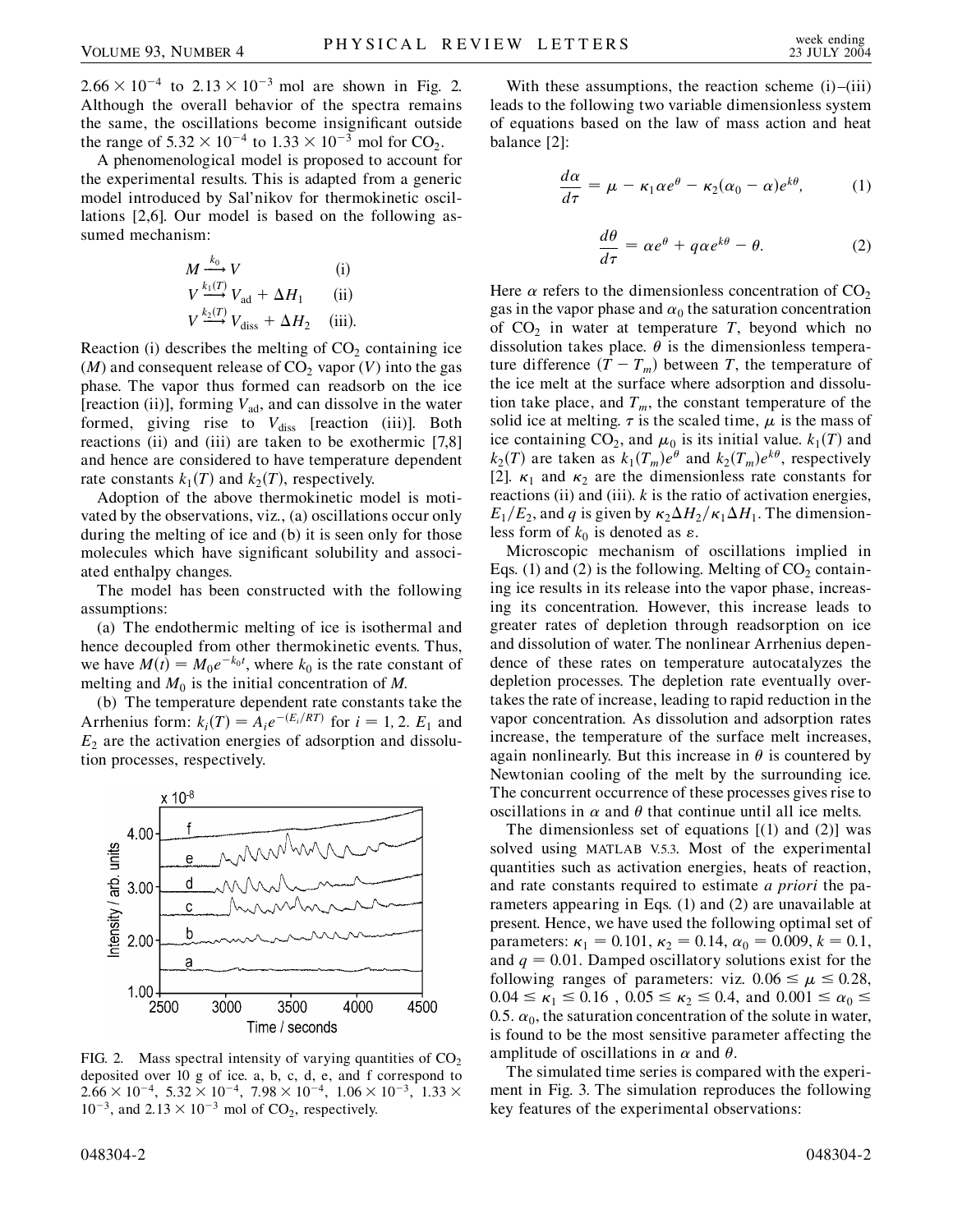$2.66 \times 10^{-4}$ to $2.13 \times 10^{-3}$ mol are shown in Fig. 2. Although the overall behavior of the spectra remains the same, the oscillations become insignificant outside the range of $5.32 \times 10^{-4}$ to $1.33 \times 10^{-3}$ mol for $CO_2$.

A phenomenological model is proposed to account for the experimental results. This is adapted from a generic model introduced by Sal'nikov for thermokinetic oscillations [2,6]. Our model is based on the following assumed mechanism:

$$M \xrightarrow{k_0} V \quad \text{(i)}$$

$$V \xrightarrow{k_1(T)} V_{\text{ad}} + \Delta H_1 \quad \text{(ii)}$$

$$V \xrightarrow{k_2(T)} V_{\text{diss}} + \Delta H_2 \quad \text{(iii)}.$$

Reaction (i) describes the melting of $CO_2$ containing ice ($M$) and consequent release of $CO_2$ vapor ($V$) into the gas phase. The vapor thus formed can readsorb on the ice [reaction (ii)], forming $V_{\text{ad}}$, and can dissolve in the water formed, giving rise to $V_{\text{diss}}$ [reaction (iii)]. Both reactions (ii) and (iii) are taken to be exothermic [7,8] and hence are considered to have temperature dependent rate constants $k_1(T)$ and $k_2(T)$, respectively.

Adoption of the above thermokinetic model is motivated by the observations, viz., (a) oscillations occur only during the melting of ice and (b) it is seen only for those molecules which have significant solubility and associated enthalpy changes.

The model has been constructed with the following assumptions:

(a) The endothermic melting of ice is isothermal and hence decoupled from other thermokinetic events. Thus, we have $M(t) = M_0 e^{-k_0 t}$, where $k_0$ is the rate constant of melting and $M_0$ is the initial concentration of $M$.

(b) The temperature dependent rate constants take the Arrhenius form: $k_i(T) = A_i e^{-(E_i/RT)}$ for $i = 1, 2$. $E_1$ and $E_2$ are the activation energies of adsorption and dissolution processes, respectively.

FIG. 2. Mass spectral intensity of varying quantities of $CO_2$ deposited over 10 g of ice. a, b, c, d, e, and f correspond to $2.66 \times 10^{-4}$, $5.32 \times 10^{-4}$, $7.98 \times 10^{-4}$, $1.06 \times 10^{-3}$, $1.33 \times 10^{-3}$, and $2.13 \times 10^{-3}$ mol of $CO_2$, respectively.

With these assumptions, the reaction scheme (i)–(iii) leads to the following two variable dimensionless system of equations based on the law of mass action and heat balance [2]:

$$\frac{d\alpha}{d\tau} = \mu - \kappa_1 \alpha e^{\theta} - \kappa_2(\alpha_0 - \alpha)e^{k\theta}, \qquad (1)$$

$$\frac{d\theta}{d\tau} = \alpha e^{\theta} + q\alpha e^{k\theta} - \theta. \qquad (2)$$

Here $\alpha$ refers to the dimensionless concentration of $CO_2$ gas in the vapor phase and $\alpha_0$ the saturation concentration of $CO_2$ in water at temperature $T$, beyond which no dissolution takes place. $\theta$ is the dimensionless temperature difference $(T - T_m)$ between $T$, the temperature of the ice melt at the surface where adsorption and dissolution take place, and $T_m$, the constant temperature of the solid ice at melting. $\tau$ is the scaled time, $\mu$ is the mass of ice containing $CO_2$, and $\mu_0$ is its initial value. $k_1(T)$ and $k_2(T)$ are taken as $k_1(T_m)e^{\theta}$ and $k_2(T_m)e^{k\theta}$, respectively [2]. $\kappa_1$ and $\kappa_2$ are the dimensionless rate constants for reactions (ii) and (iii). $k$ is the ratio of activation energies, $E_1/E_2$, and $q$ is given by $\kappa_2 \Delta H_2/\kappa_1 \Delta H_1$. The dimensionless form of $k_0$ is denoted as $\varepsilon$.

Microscopic mechanism of oscillations implied in Eqs. (1) and (2) is the following. Melting of $CO_2$ containing ice results in its release into the vapor phase, increasing its concentration. However, this increase leads to greater rates of depletion through readsorption on ice and dissolution of water. The nonlinear Arrhenius dependence of these rates on temperature autocatalyzes the depletion processes. The depletion rate eventually overtakes the rate of increase, leading to rapid reduction in the vapor concentration. As dissolution and adsorption rates increase, the temperature of the surface melt increases, again nonlinearly. But this increase in $\theta$ is countered by Newtonian cooling of the melt by the surrounding ice. The concurrent occurrence of these processes gives rise to oscillations in $\alpha$ and $\theta$ that continue until all ice melts.

The dimensionless set of equations [(1) and (2)] was solved using MATLAB V.5.3. Most of the experimental quantities such as activation energies, heats of reaction, and rate constants required to estimate *a priori* the parameters appearing in Eqs. (1) and (2) are unavailable at present. Hence, we have used the following optimal set of parameters: $\kappa_1 = 0.101$, $\kappa_2 = 0.14$, $\alpha_0 = 0.009$, $k = 0.1$, and $q = 0.01$. Damped oscillatory solutions exist for the following ranges of parameters: viz. $0.06 \leq \mu \leq 0.28$, $0.04 \leq \kappa_1 \leq 0.16$, $0.05 \leq \kappa_2 \leq 0.4$, and $0.001 \leq \alpha_0 \leq 0.5$. $\alpha_0$, the saturation concentration of the solute in water, is found to be the most sensitive parameter affecting the amplitude of oscillations in $\alpha$ and $\theta$.

The simulated time series is compared with the experiment in Fig. 3. The simulation reproduces the following key features of the experimental observations: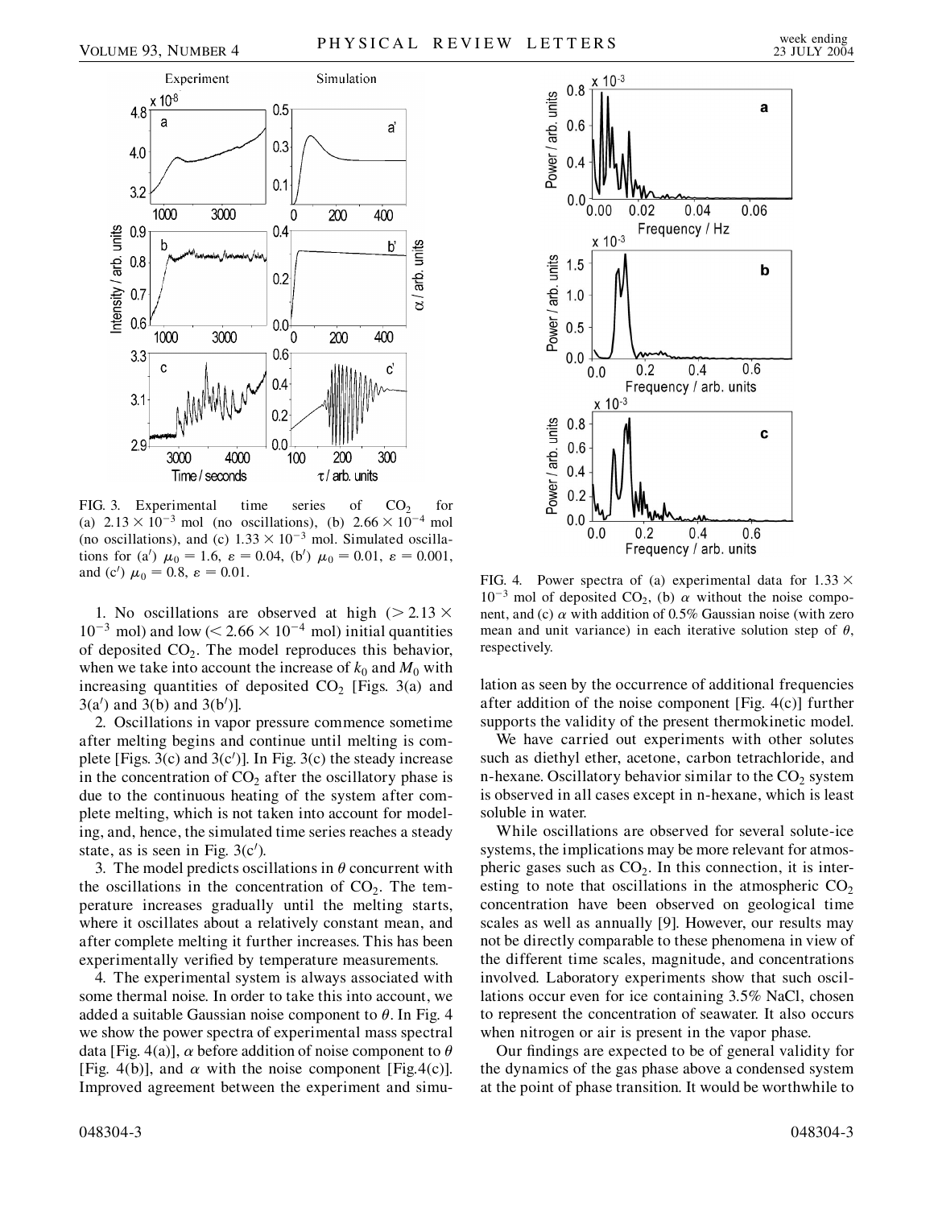FIG. 3. Experimental time series of $CO_2$ for (a) $2.13 \times 10^{-3}$ mol (no oscillations), (b) $2.66 \times 10^{-4}$ mol (no oscillations), and (c) $1.33 \times 10^{-3}$ mol. Simulated oscillations for (a′) $\mu_0 = 1.6$, $\varepsilon = 0.04$, (b′) $\mu_0 = 0.01$, $\varepsilon = 0.001$, and (c′) $\mu_0 = 0.8$, $\varepsilon = 0.01$.

1. No oscillations are observed at high ($> 2.13 \times 10^{-3}$ mol) and low ($< 2.66 \times 10^{-4}$ mol) initial quantities of deposited $CO_2$. The model reproduces this behavior, when we take into account the increase of $k_0$ and $M_0$ with increasing quantities of deposited $CO_2$ [Figs. 3(a) and 3(a′) and 3(b) and 3(b′)].

2. Oscillations in vapor pressure commence sometime after melting begins and continue until melting is complete [Figs. 3(c) and 3(c′)]. In Fig. 3(c) the steady increase in the concentration of $CO_2$ after the oscillatory phase is due to the continuous heating of the system after complete melting, which is not taken into account for modeling, and, hence, the simulated time series reaches a steady state, as is seen in Fig. 3(c′).

3. The model predicts oscillations in $\theta$ concurrent with the oscillations in the concentration of $CO_2$. The temperature increases gradually until the melting starts, where it oscillates about a relatively constant mean, and after complete melting it further increases. This has been experimentally verified by temperature measurements.

4. The experimental system is always associated with some thermal noise. In order to take this into account, we added a suitable Gaussian noise component to $\theta$. In Fig. 4 we show the power spectra of experimental mass spectral data [Fig. 4(a)], $\alpha$ before addition of noise component to $\theta$ [Fig. 4(b)], and $\alpha$ with the noise component [Fig.4(c)]. Improved agreement between the experiment and simulation as seen by the occurrence of additional frequencies after addition of the noise component [Fig. 4(c)] further supports the validity of the present thermokinetic model.

FIG. 4. Power spectra of (a) experimental data for $1.33 \times 10^{-3}$ mol of deposited $CO_2$, (b) $\alpha$ without the noise component, and (c) $\alpha$ with addition of 0.5% Gaussian noise (with zero mean and unit variance) in each iterative solution step of $\theta$, respectively.

We have carried out experiments with other solutes such as diethyl ether, acetone, carbon tetrachloride, and n-hexane. Oscillatory behavior similar to the $CO_2$ system is observed in all cases except in n-hexane, which is least soluble in water.

While oscillations are observed for several solute-ice systems, the implications may be more relevant for atmospheric gases such as $CO_2$. In this connection, it is interesting to note that oscillations in the atmospheric $CO_2$ concentration have been observed on geological time scales as well as annually [9]. However, our results may not be directly comparable to these phenomena in view of the different time scales, magnitude, and concentrations involved. Laboratory experiments show that such oscillations occur even for ice containing 3.5% NaCl, chosen to represent the concentration of seawater. It also occurs when nitrogen or air is present in the vapor phase.

Our findings are expected to be of general validity for the dynamics of the gas phase above a condensed system at the point of phase transition. It would be worthwhile to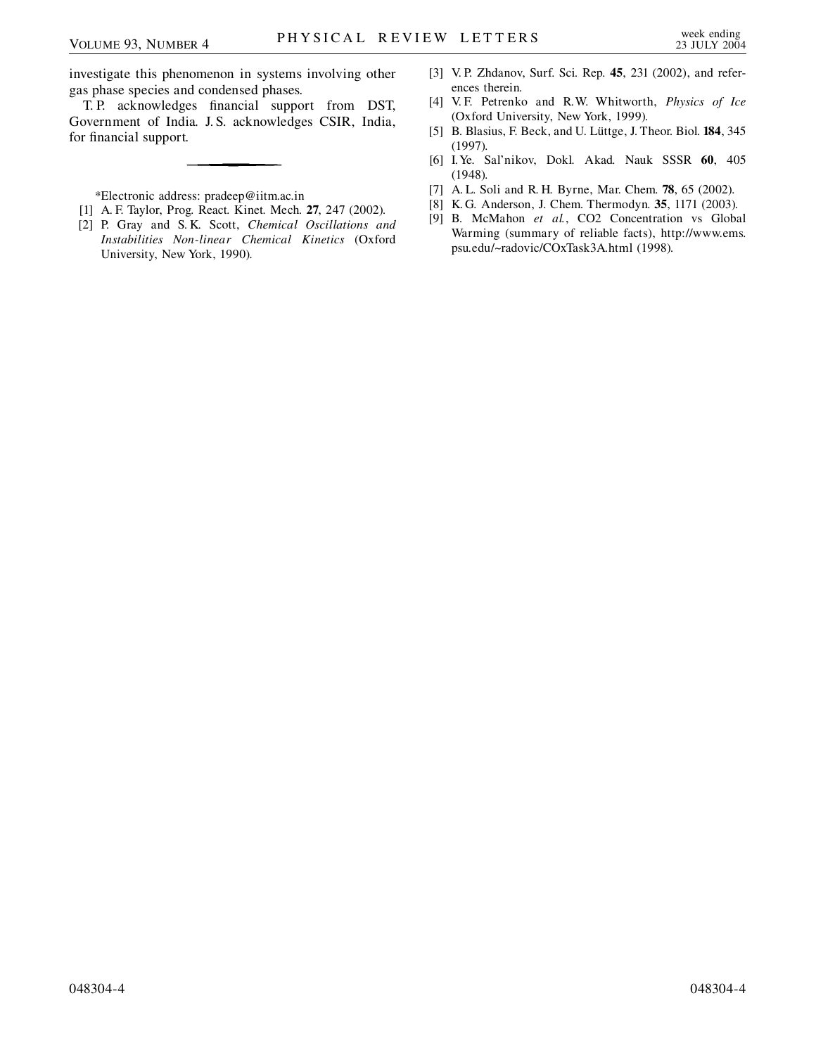investigate this phenomenon in systems involving other gas phase species and condensed phases.

T. P. acknowledges financial support from DST, Government of India. J. S. acknowledges CSIR, India, for financial support.

---

*Electronic address: pradeep@iitm.ac.in

[1] A. F. Taylor, Prog. React. Kinet. Mech. **27**, 247 (2002).

[2] P. Gray and S. K. Scott, *Chemical Oscillations and Instabilities Non-linear Chemical Kinetics* (Oxford University, New York, 1990).

[3] V. P. Zhdanov, Surf. Sci. Rep. **45**, 231 (2002), and references therein.

[4] V. F. Petrenko and R.W. Whitworth, *Physics of Ice* (Oxford University, New York, 1999).

[5] B. Blasius, F. Beck, and U. Lüttge, J. Theor. Biol. **184**, 345 (1997).

[6] I. Ye. Sal'nikov, Dokl. Akad. Nauk SSSR **60**, 405 (1948).

[7] A. L. Soli and R. H. Byrne, Mar. Chem. **78**, 65 (2002).

[8] K. G. Anderson, J. Chem. Thermodyn. **35**, 1171 (2003).

[9] B. McMahon *et al.*, CO2 Concentration vs Global Warming (summary of reliable facts), http://www.ems.psu.edu/~radovic/COxTask3A.html (1998).